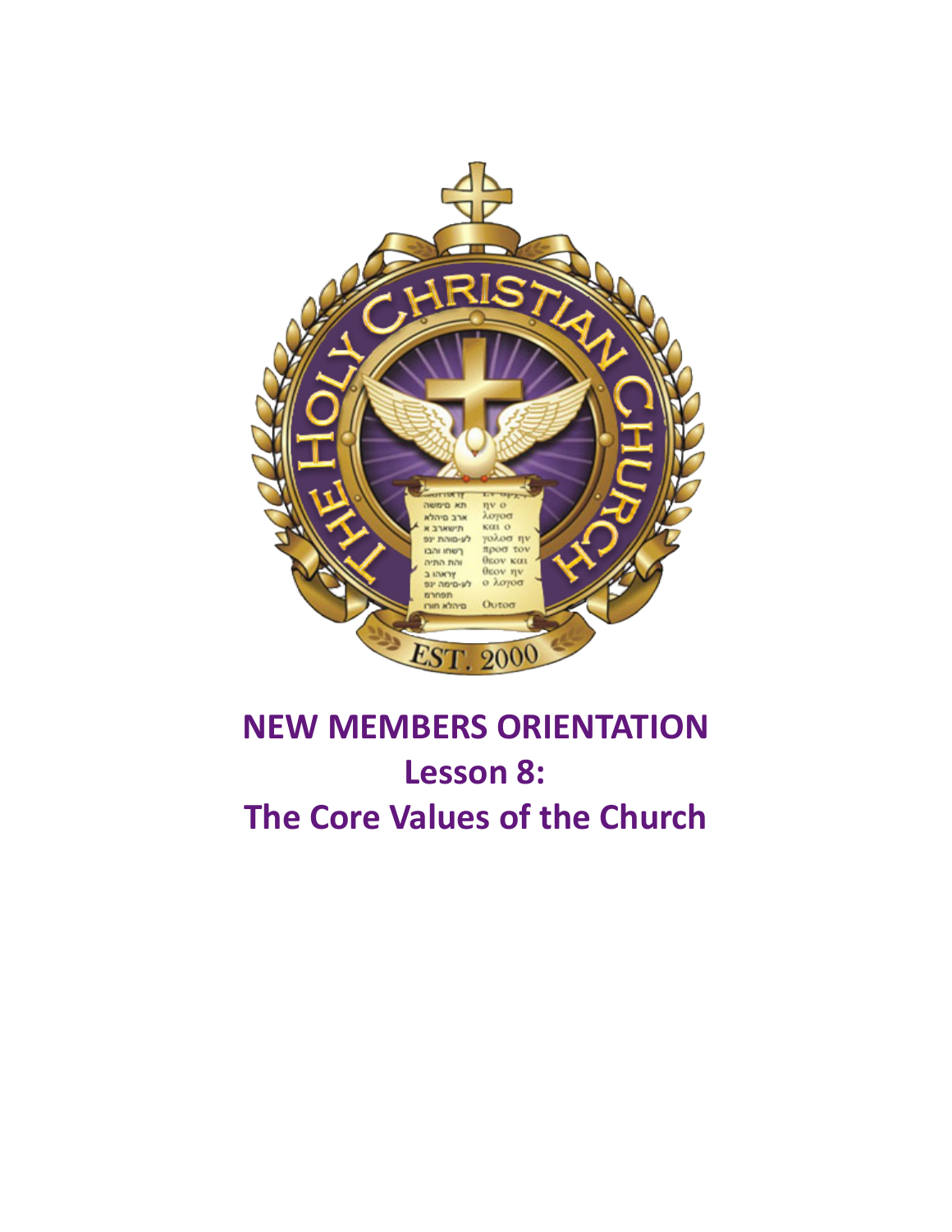# NEW MEMBERS ORIENTATION

## Lesson 8:

## The Core Values of the Church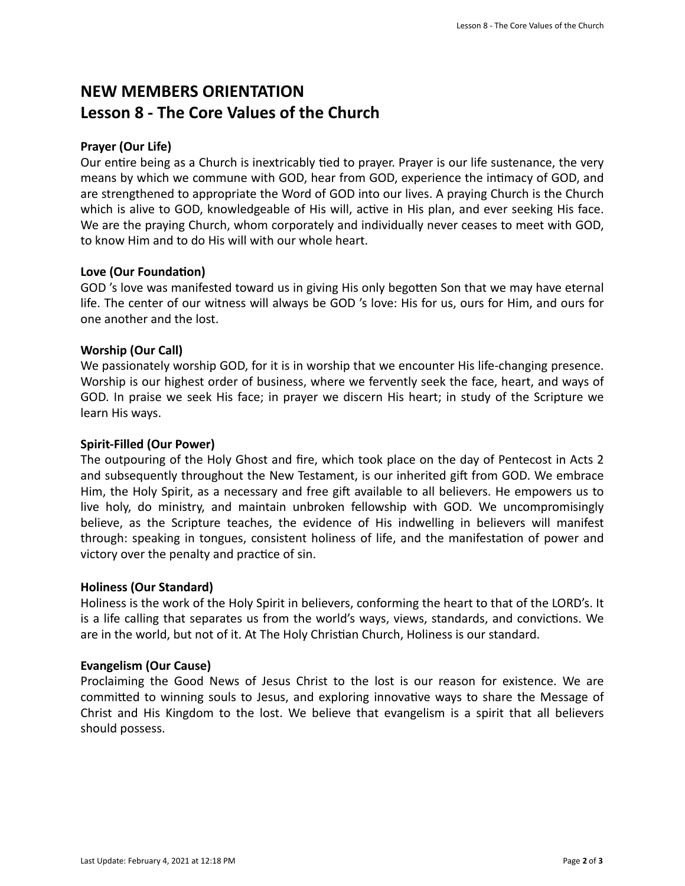# NEW MEMBERS ORIENTATION
# Lesson 8 - The Core Values of the Church

**Prayer (Our Life)**

Our entire being as a Church is inextricably tied to prayer. Prayer is our life sustenance, the very means by which we commune with GOD, hear from GOD, experience the intimacy of GOD, and are strengthened to appropriate the Word of GOD into our lives. A praying Church is the Church which is alive to GOD, knowledgeable of His will, active in His plan, and ever seeking His face. We are the praying Church, whom corporately and individually never ceases to meet with GOD, to know Him and to do His will with our whole heart.

**Love (Our Foundation)**

GOD 's love was manifested toward us in giving His only begotten Son that we may have eternal life. The center of our witness will always be GOD 's love: His for us, ours for Him, and ours for one another and the lost.

**Worship (Our Call)**

We passionately worship GOD, for it is in worship that we encounter His life-changing presence. Worship is our highest order of business, where we fervently seek the face, heart, and ways of GOD. In praise we seek His face; in prayer we discern His heart; in study of the Scripture we learn His ways.

**Spirit-Filled (Our Power)**

The outpouring of the Holy Ghost and fire, which took place on the day of Pentecost in Acts 2 and subsequently throughout the New Testament, is our inherited gift from GOD. We embrace Him, the Holy Spirit, as a necessary and free gift available to all believers. He empowers us to live holy, do ministry, and maintain unbroken fellowship with GOD. We uncompromisingly believe, as the Scripture teaches, the evidence of His indwelling in believers will manifest through: speaking in tongues, consistent holiness of life, and the manifestation of power and victory over the penalty and practice of sin.

**Holiness (Our Standard)**

Holiness is the work of the Holy Spirit in believers, conforming the heart to that of the LORD's. It is a life calling that separates us from the world's ways, views, standards, and convictions. We are in the world, but not of it. At The Holy Christian Church, Holiness is our standard.

**Evangelism (Our Cause)**

Proclaiming the Good News of Jesus Christ to the lost is our reason for existence. We are committed to winning souls to Jesus, and exploring innovative ways to share the Message of Christ and His Kingdom to the lost. We believe that evangelism is a spirit that all believers should possess.

Last Update: February 4, 2021 at 12:18 PM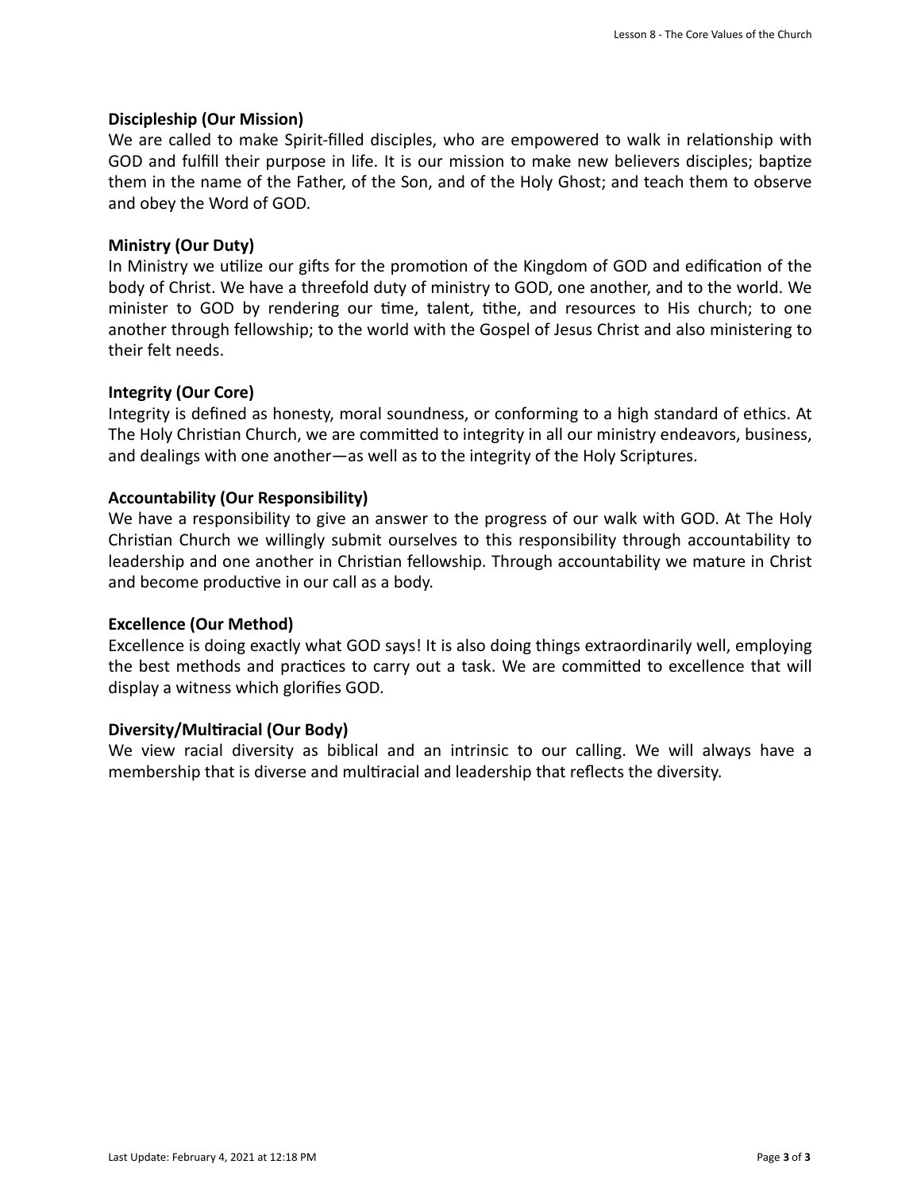**Discipleship (Our Mission)**
We are called to make Spirit-filled disciples, who are empowered to walk in relationship with GOD and fulfill their purpose in life. It is our mission to make new believers disciples; baptize them in the name of the Father, of the Son, and of the Holy Ghost; and teach them to observe and obey the Word of GOD.

**Ministry (Our Duty)**
In Ministry we utilize our gifts for the promotion of the Kingdom of GOD and edification of the body of Christ. We have a threefold duty of ministry to GOD, one another, and to the world. We minister to GOD by rendering our time, talent, tithe, and resources to His church; to one another through fellowship; to the world with the Gospel of Jesus Christ and also ministering to their felt needs.

**Integrity (Our Core)**
Integrity is defined as honesty, moral soundness, or conforming to a high standard of ethics. At The Holy Christian Church, we are committed to integrity in all our ministry endeavors, business, and dealings with one another—as well as to the integrity of the Holy Scriptures.

**Accountability (Our Responsibility)**
We have a responsibility to give an answer to the progress of our walk with GOD. At The Holy Christian Church we willingly submit ourselves to this responsibility through accountability to leadership and one another in Christian fellowship. Through accountability we mature in Christ and become productive in our call as a body.

**Excellence (Our Method)**
Excellence is doing exactly what GOD says! It is also doing things extraordinarily well, employing the best methods and practices to carry out a task. We are committed to excellence that will display a witness which glorifies GOD.

**Diversity/Multiracial (Our Body)**
We view racial diversity as biblical and an intrinsic to our calling. We will always have a membership that is diverse and multiracial and leadership that reflects the diversity.